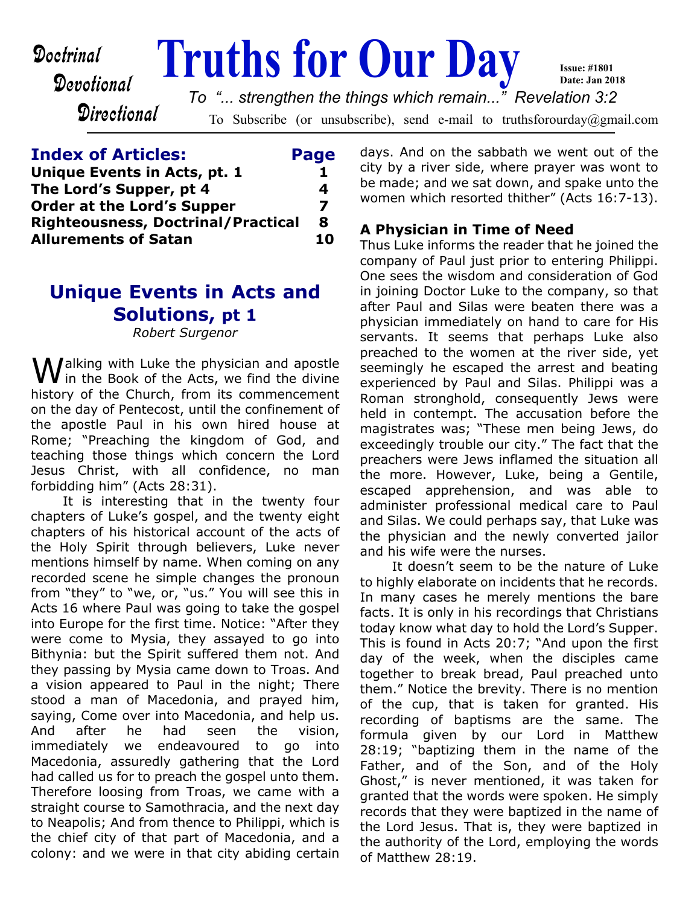# Truths for Our Day

Doctrinal
Devotional
Directional

Issue: #1801
Date: Jan 2018

*To "... strengthen the things which remain..." Revelation 3:2*

To Subscribe (or unsubscribe), send e-mail to truthsforourday@gmail.com

| **Index of Articles:** | **Page** |
|---|---|
| **Unique Events in Acts, pt. 1** | **1** |
| **The Lord's Supper, pt 4** | **4** |
| **Order at the Lord's Supper** | **7** |
| **Righteousness, Doctrinal/Practical** | **8** |
| **Allurements of Satan** | **10** |

## Unique Events in Acts and Solutions, pt 1

*Robert Surgenor*

Walking with Luke the physician and apostle in the Book of the Acts, we find the divine history of the Church, from its commencement on the day of Pentecost, until the confinement of the apostle Paul in his own hired house at Rome; "Preaching the kingdom of God, and teaching those things which concern the Lord Jesus Christ, with all confidence, no man forbidding him" (Acts 28:31).

It is interesting that in the twenty four chapters of Luke's gospel, and the twenty eight chapters of his historical account of the acts of the Holy Spirit through believers, Luke never mentions himself by name. When coming on any recorded scene he simple changes the pronoun from "they" to "we, or, "us." You will see this in Acts 16 where Paul was going to take the gospel into Europe for the first time. Notice: "After they were come to Mysia, they assayed to go into Bithynia: but the Spirit suffered them not. And they passing by Mysia came down to Troas. And a vision appeared to Paul in the night; There stood a man of Macedonia, and prayed him, saying, Come over into Macedonia, and help us. And after he had seen the vision, immediately we endeavoured to go into Macedonia, assuredly gathering that the Lord had called us for to preach the gospel unto them. Therefore loosing from Troas, we came with a straight course to Samothracia, and the next day to Neapolis; And from thence to Philippi, which is the chief city of that part of Macedonia, and a colony: and we were in that city abiding certain days. And on the sabbath we went out of the city by a river side, where prayer was wont to be made; and we sat down, and spake unto the women which resorted thither" (Acts 16:7-13).

### A Physician in Time of Need

Thus Luke informs the reader that he joined the company of Paul just prior to entering Philippi. One sees the wisdom and consideration of God in joining Doctor Luke to the company, so that after Paul and Silas were beaten there was a physician immediately on hand to care for His servants. It seems that perhaps Luke also preached to the women at the river side, yet seemingly he escaped the arrest and beating experienced by Paul and Silas. Philippi was a Roman stronghold, consequently Jews were held in contempt. The accusation before the magistrates was; "These men being Jews, do exceedingly trouble our city." The fact that the preachers were Jews inflamed the situation all the more. However, Luke, being a Gentile, escaped apprehension, and was able to administer professional medical care to Paul and Silas. We could perhaps say, that Luke was the physician and the newly converted jailor and his wife were the nurses.

It doesn't seem to be the nature of Luke to highly elaborate on incidents that he records. In many cases he merely mentions the bare facts. It is only in his recordings that Christians today know what day to hold the Lord's Supper. This is found in Acts 20:7; "And upon the first day of the week, when the disciples came together to break bread, Paul preached unto them." Notice the brevity. There is no mention of the cup, that is taken for granted. His recording of baptisms are the same. The formula given by our Lord in Matthew 28:19; "baptizing them in the name of the Father, and of the Son, and of the Holy Ghost," is never mentioned, it was taken for granted that the words were spoken. He simply records that they were baptized in the name of the Lord Jesus. That is, they were baptized in the authority of the Lord, employing the words of Matthew 28:19.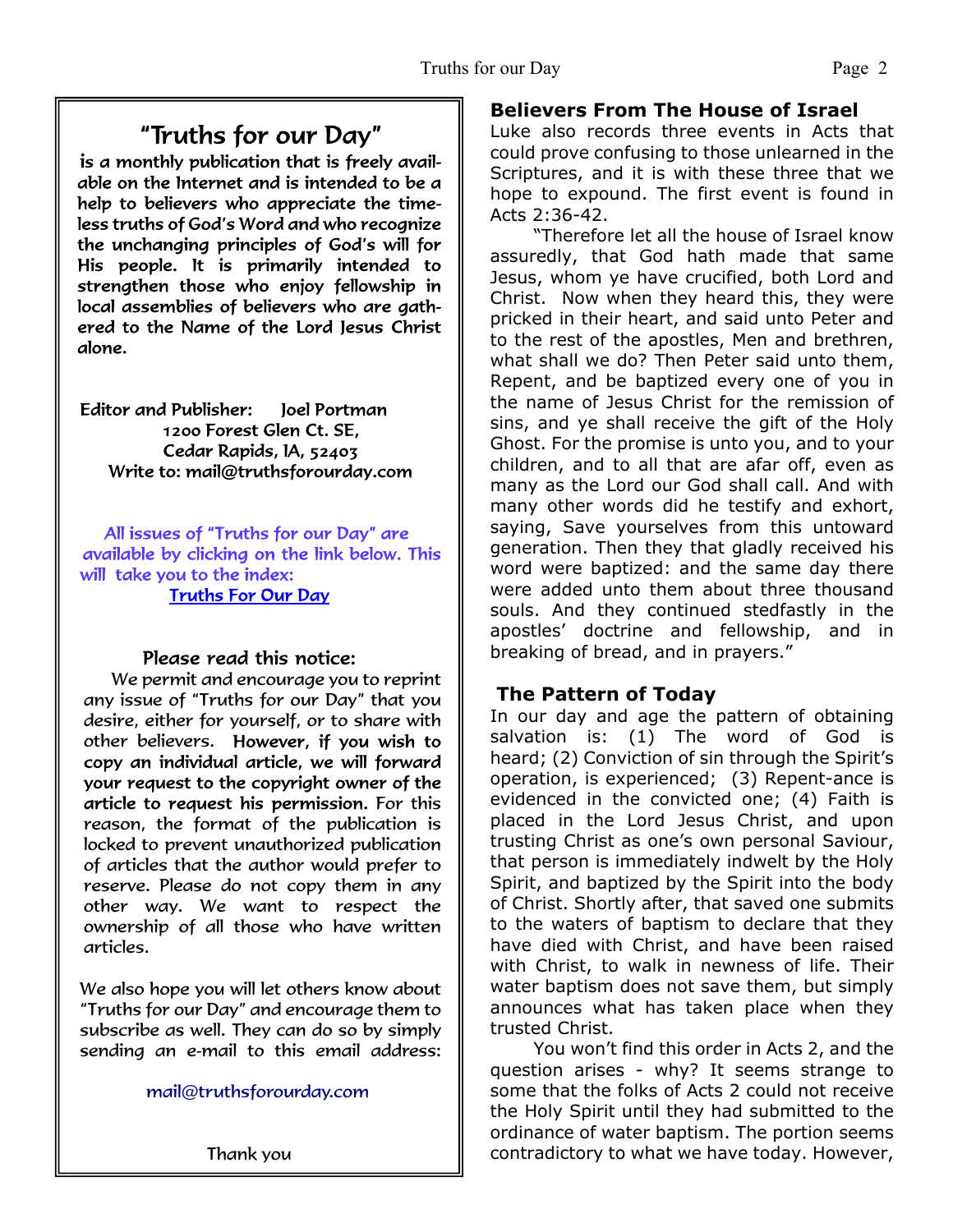## "Truths for our Day"

is a monthly publication that is freely available on the Internet and is intended to be a help to believers who appreciate the timeless truths of God's Word and who recognize the unchanging principles of God's will for His people. It is primarily intended to strengthen those who enjoy fellowship in local assemblies of believers who are gathered to the Name of the Lord Jesus Christ alone.

Editor and Publisher: Joel Portman
1200 Forest Glen Ct. SE,
Cedar Rapids, IA, 52403
Write to: mail@truthsforourday.com

All issues of "Truths for our Day" are available by clicking on the link below. This will take you to the index:
Truths For Our Day

**Please read this notice:**

We permit and encourage you to reprint any issue of "Truths for our Day" that you desire, either for yourself, or to share with other believers. **However, if you wish to copy an individual article, we will forward your request to the copyright owner of the article to request his permission.** For this reason, the format of the publication is locked to prevent unauthorized publication of articles that the author would prefer to reserve. Please do not copy them in any other way. We want to respect the ownership of all those who have written articles.

We also hope you will let others know about "Truths for our Day" and encourage them to subscribe as well. They can do so by simply sending an e-mail to this email address:

mail@truthsforourday.com

Thank you

### Believers From The House of Israel

Luke also records three events in Acts that could prove confusing to those unlearned in the Scriptures, and it is with these three that we hope to expound. The first event is found in Acts 2:36-42.

"Therefore let all the house of Israel know assuredly, that God hath made that same Jesus, whom ye have crucified, both Lord and Christ. Now when they heard this, they were pricked in their heart, and said unto Peter and to the rest of the apostles, Men and brethren, what shall we do? Then Peter said unto them, Repent, and be baptized every one of you in the name of Jesus Christ for the remission of sins, and ye shall receive the gift of the Holy Ghost. For the promise is unto you, and to your children, and to all that are afar off, even as many as the Lord our God shall call. And with many other words did he testify and exhort, saying, Save yourselves from this untoward generation. Then they that gladly received his word were baptized: and the same day there were added unto them about three thousand souls. And they continued stedfastly in the apostles' doctrine and fellowship, and in breaking of bread, and in prayers."

### The Pattern of Today

In our day and age the pattern of obtaining salvation is: (1) The word of God is heard; (2) Conviction of sin through the Spirit's operation, is experienced; (3) Repent-ance is evidenced in the convicted one; (4) Faith is placed in the Lord Jesus Christ, and upon trusting Christ as one's own personal Saviour, that person is immediately indwelt by the Holy Spirit, and baptized by the Spirit into the body of Christ. Shortly after, that saved one submits to the waters of baptism to declare that they have died with Christ, and have been raised with Christ, to walk in newness of life. Their water baptism does not save them, but simply announces what has taken place when they trusted Christ.

You won't find this order in Acts 2, and the question arises - why? It seems strange to some that the folks of Acts 2 could not receive the Holy Spirit until they had submitted to the ordinance of water baptism. The portion seems contradictory to what we have today. However,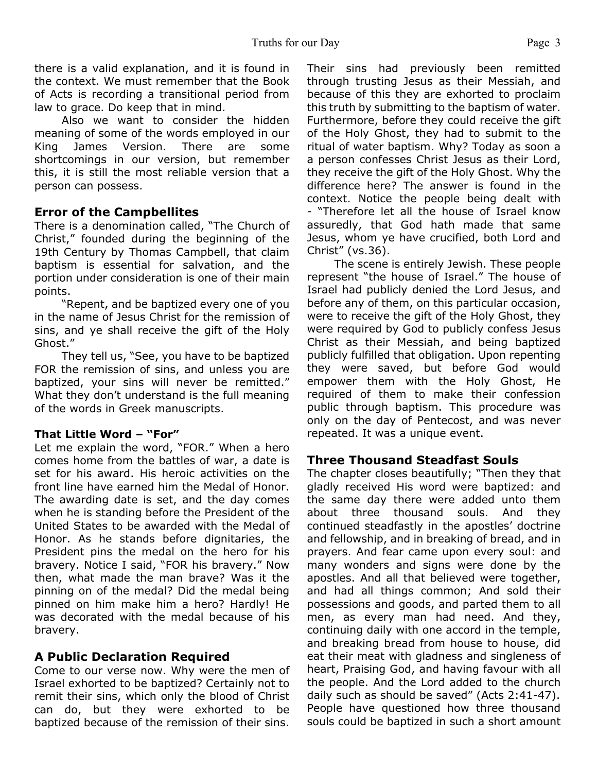there is a valid explanation, and it is found in the context. We must remember that the Book of Acts is recording a transitional period from law to grace. Do keep that in mind.

Also we want to consider the hidden meaning of some of the words employed in our King James Version. There are some shortcomings in our version, but remember this, it is still the most reliable version that a person can possess.

### Error of the Campbellites

There is a denomination called, "The Church of Christ," founded during the beginning of the 19th Century by Thomas Campbell, that claim baptism is essential for salvation, and the portion under consideration is one of their main points.

"Repent, and be baptized every one of you in the name of Jesus Christ for the remission of sins, and ye shall receive the gift of the Holy Ghost."

They tell us, "See, you have to be baptized FOR the remission of sins, and unless you are baptized, your sins will never be remitted." What they don't understand is the full meaning of the words in Greek manuscripts.

#### That Little Word – "For"

Let me explain the word, "FOR." When a hero comes home from the battles of war, a date is set for his award. His heroic activities on the front line have earned him the Medal of Honor. The awarding date is set, and the day comes when he is standing before the President of the United States to be awarded with the Medal of Honor. As he stands before dignitaries, the President pins the medal on the hero for his bravery. Notice I said, "FOR his bravery." Now then, what made the man brave? Was it the pinning on of the medal? Did the medal being pinned on him make him a hero? Hardly! He was decorated with the medal because of his bravery.

### A Public Declaration Required

Come to our verse now. Why were the men of Israel exhorted to be baptized? Certainly not to remit their sins, which only the blood of Christ can do, but they were exhorted to be baptized because of the remission of their sins. Their sins had previously been remitted through trusting Jesus as their Messiah, and because of this they are exhorted to proclaim this truth by submitting to the baptism of water. Furthermore, before they could receive the gift of the Holy Ghost, they had to submit to the ritual of water baptism. Why? Today as soon a a person confesses Christ Jesus as their Lord, they receive the gift of the Holy Ghost. Why the difference here? The answer is found in the context. Notice the people being dealt with - "Therefore let all the house of Israel know assuredly, that God hath made that same Jesus, whom ye have crucified, both Lord and Christ" (vs.36).

The scene is entirely Jewish. These people represent "the house of Israel." The house of Israel had publicly denied the Lord Jesus, and before any of them, on this particular occasion, were to receive the gift of the Holy Ghost, they were required by God to publicly confess Jesus Christ as their Messiah, and being baptized publicly fulfilled that obligation. Upon repenting they were saved, but before God would empower them with the Holy Ghost, He required of them to make their confession public through baptism. This procedure was only on the day of Pentecost, and was never repeated. It was a unique event.

### Three Thousand Steadfast Souls

The chapter closes beautifully; "Then they that gladly received His word were baptized: and the same day there were added unto them about three thousand souls. And they continued steadfastly in the apostles' doctrine and fellowship, and in breaking of bread, and in prayers. And fear came upon every soul: and many wonders and signs were done by the apostles. And all that believed were together, and had all things common; And sold their possessions and goods, and parted them to all men, as every man had need. And they, continuing daily with one accord in the temple, and breaking bread from house to house, did eat their meat with gladness and singleness of heart, Praising God, and having favour with all the people. And the Lord added to the church daily such as should be saved" (Acts 2:41-47). People have questioned how three thousand souls could be baptized in such a short amount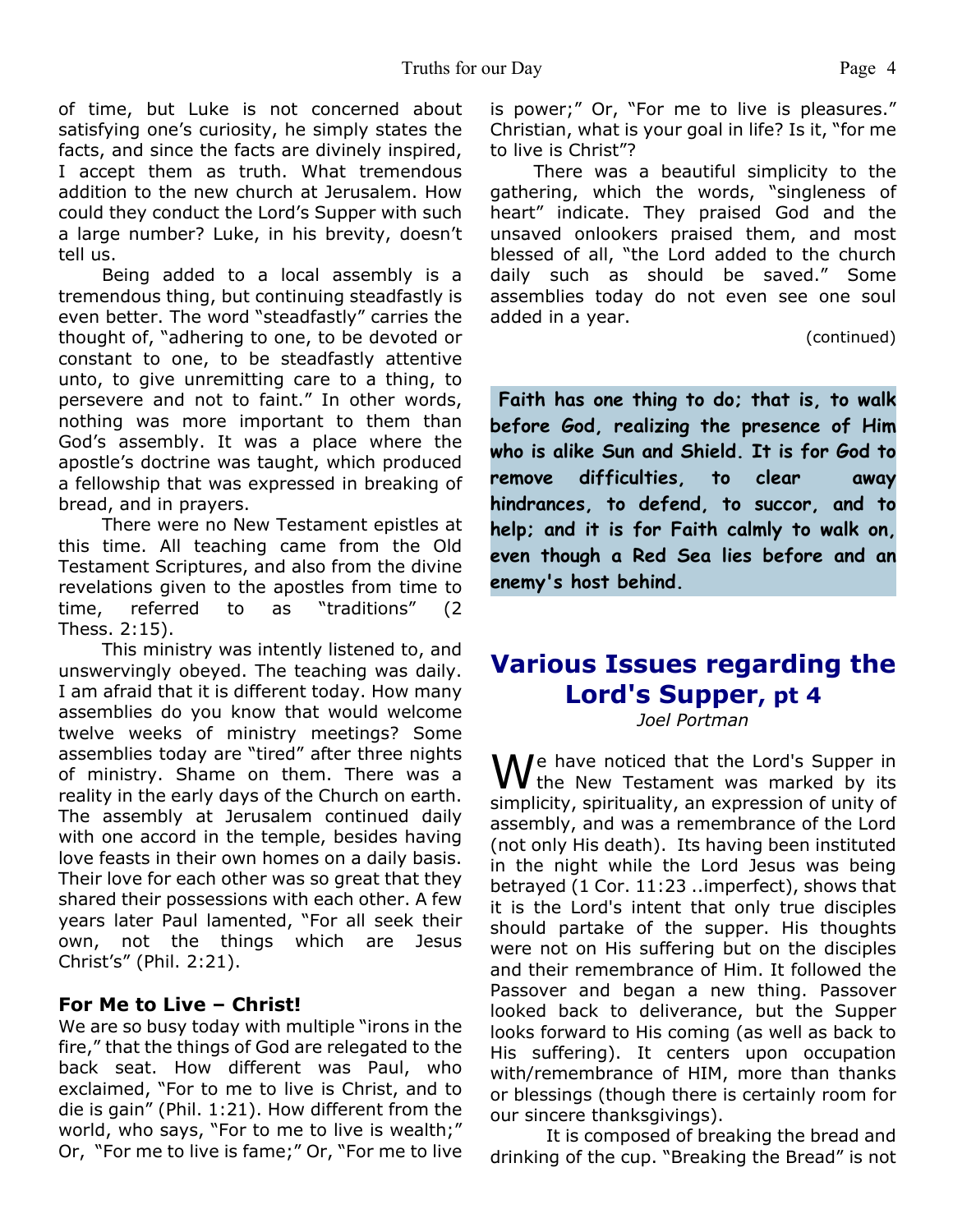of time, but Luke is not concerned about satisfying one's curiosity, he simply states the facts, and since the facts are divinely inspired, I accept them as truth. What tremendous addition to the new church at Jerusalem. How could they conduct the Lord's Supper with such a large number? Luke, in his brevity, doesn't tell us.

Being added to a local assembly is a tremendous thing, but continuing steadfastly is even better. The word "steadfastly" carries the thought of, "adhering to one, to be devoted or constant to one, to be steadfastly attentive unto, to give unremitting care to a thing, to persevere and not to faint." In other words, nothing was more important to them than God's assembly. It was a place where the apostle's doctrine was taught, which produced a fellowship that was expressed in breaking of bread, and in prayers.

There were no New Testament epistles at this time. All teaching came from the Old Testament Scriptures, and also from the divine revelations given to the apostles from time to time, referred to as "traditions" (2 Thess. 2:15).

This ministry was intently listened to, and unswervingly obeyed. The teaching was daily. I am afraid that it is different today. How many assemblies do you know that would welcome twelve weeks of ministry meetings? Some assemblies today are "tired" after three nights of ministry. Shame on them. There was a reality in the early days of the Church on earth. The assembly at Jerusalem continued daily with one accord in the temple, besides having love feasts in their own homes on a daily basis. Their love for each other was so great that they shared their possessions with each other. A few years later Paul lamented, "For all seek their own, not the things which are Jesus Christ's" (Phil. 2:21).

### For Me to Live – Christ!

We are so busy today with multiple "irons in the fire," that the things of God are relegated to the back seat. How different was Paul, who exclaimed, "For to me to live is Christ, and to die is gain" (Phil. 1:21). How different from the world, who says, "For to me to live is wealth;" Or, "For me to live is fame;" Or, "For me to live is power;" Or, "For me to live is pleasures." Christian, what is your goal in life? Is it, "for me to live is Christ"?

There was a beautiful simplicity to the gathering, which the words, "singleness of heart" indicate. They praised God and the unsaved onlookers praised them, and most blessed of all, "the Lord added to the church daily such as should be saved." Some assemblies today do not even see one soul added in a year.

(continued)

**Faith has one thing to do; that is, to walk before God, realizing the presence of Him who is alike Sun and Shield. It is for God to remove difficulties, to clear away hindrances, to defend, to succor, and to help; and it is for Faith calmly to walk on, even though a Red Sea lies before and an enemy's host behind.**

## Various Issues regarding the Lord's Supper, pt 4

*Joel Portman*

We have noticed that the Lord's Supper in the New Testament was marked by its simplicity, spirituality, an expression of unity of assembly, and was a remembrance of the Lord (not only His death). Its having been instituted in the night while the Lord Jesus was being betrayed (1 Cor. 11:23 ..imperfect), shows that it is the Lord's intent that only true disciples should partake of the supper. His thoughts were not on His suffering but on the disciples and their remembrance of Him. It followed the Passover and began a new thing. Passover looked back to deliverance, but the Supper looks forward to His coming (as well as back to His suffering). It centers upon occupation with/remembrance of HIM, more than thanks or blessings (though there is certainly room for our sincere thanksgivings).

It is composed of breaking the bread and drinking of the cup. "Breaking the Bread" is not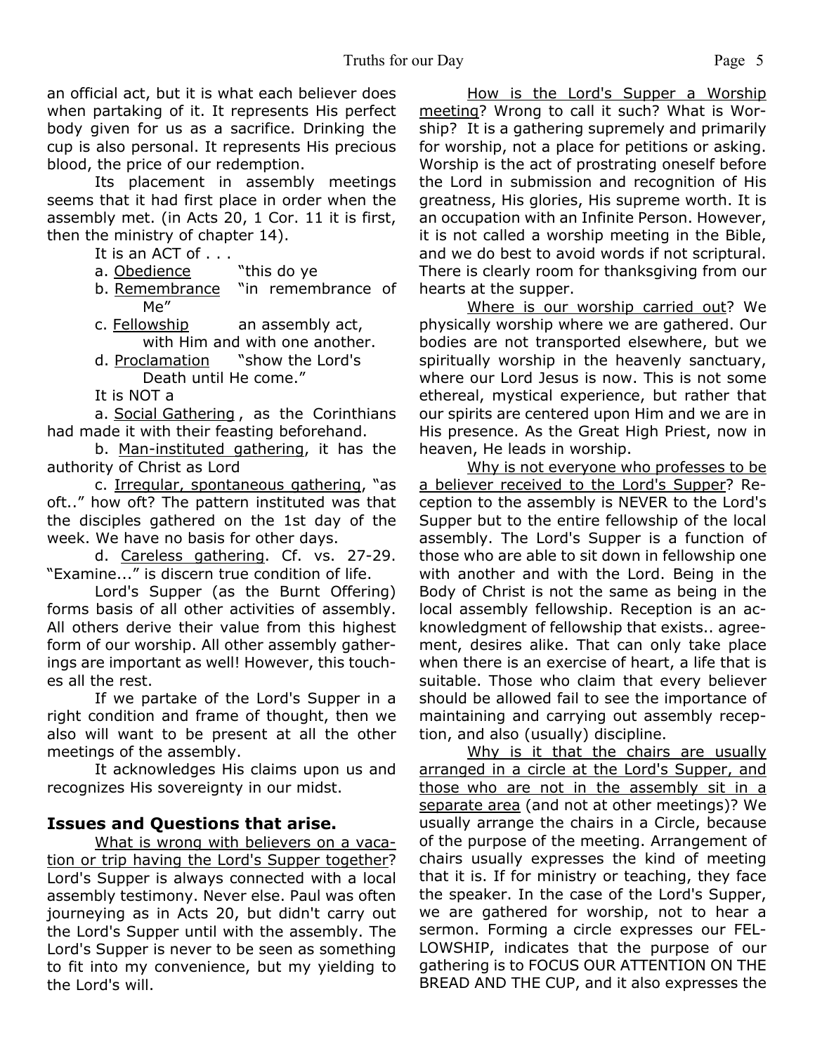an official act, but it is what each believer does when partaking of it. It represents His perfect body given for us as a sacrifice. Drinking the cup is also personal. It represents His precious blood, the price of our redemption.

Its placement in assembly meetings seems that it had first place in order when the assembly met. (in Acts 20, 1 Cor. 11 it is first, then the ministry of chapter 14).

It is an ACT of . . .

a. Obedience "this do ye

b. Remembrance "in remembrance of Me"

c. Fellowship an assembly act, with Him and with one another.

d. Proclamation "show the Lord's Death until He come."

It is NOT a

a. Social Gathering , as the Corinthians had made it with their feasting beforehand.

b. Man-instituted gathering, it has the authority of Christ as Lord

c. Irregular, spontaneous gathering, "as oft.." how oft? The pattern instituted was that the disciples gathered on the 1st day of the week. We have no basis for other days.

d. Careless gathering. Cf. vs. 27-29. "Examine..." is discern true condition of life.

Lord's Supper (as the Burnt Offering) forms basis of all other activities of assembly. All others derive their value from this highest form of our worship. All other assembly gatherings are important as well! However, this touches all the rest.

If we partake of the Lord's Supper in a right condition and frame of thought, then we also will want to be present at all the other meetings of the assembly.

It acknowledges His claims upon us and recognizes His sovereignty in our midst.

### Issues and Questions that arise.

What is wrong with believers on a vacation or trip having the Lord's Supper together? Lord's Supper is always connected with a local assembly testimony. Never else. Paul was often journeying as in Acts 20, but didn't carry out the Lord's Supper until with the assembly. The Lord's Supper is never to be seen as something to fit into my convenience, but my yielding to the Lord's will.

How is the Lord's Supper a Worship meeting? Wrong to call it such? What is Worship? It is a gathering supremely and primarily for worship, not a place for petitions or asking. Worship is the act of prostrating oneself before the Lord in submission and recognition of His greatness, His glories, His supreme worth. It is an occupation with an Infinite Person. However, it is not called a worship meeting in the Bible, and we do best to avoid words if not scriptural. There is clearly room for thanksgiving from our hearts at the supper.

Where is our worship carried out? We physically worship where we are gathered. Our bodies are not transported elsewhere, but we spiritually worship in the heavenly sanctuary, where our Lord Jesus is now. This is not some ethereal, mystical experience, but rather that our spirits are centered upon Him and we are in His presence. As the Great High Priest, now in heaven, He leads in worship.

Why is not everyone who professes to be a believer received to the Lord's Supper? Reception to the assembly is NEVER to the Lord's Supper but to the entire fellowship of the local assembly. The Lord's Supper is a function of those who are able to sit down in fellowship one with another and with the Lord. Being in the Body of Christ is not the same as being in the local assembly fellowship. Reception is an acknowledgment of fellowship that exists.. agreement, desires alike. That can only take place when there is an exercise of heart, a life that is suitable. Those who claim that every believer should be allowed fail to see the importance of maintaining and carrying out assembly reception, and also (usually) discipline.

Why is it that the chairs are usually arranged in a circle at the Lord's Supper, and those who are not in the assembly sit in a separate area (and not at other meetings)? We usually arrange the chairs in a Circle, because of the purpose of the meeting. Arrangement of chairs usually expresses the kind of meeting that it is. If for ministry or teaching, they face the speaker. In the case of the Lord's Supper, we are gathered for worship, not to hear a sermon. Forming a circle expresses our FELLOWSHIP, indicates that the purpose of our gathering is to FOCUS OUR ATTENTION ON THE BREAD AND THE CUP, and it also expresses the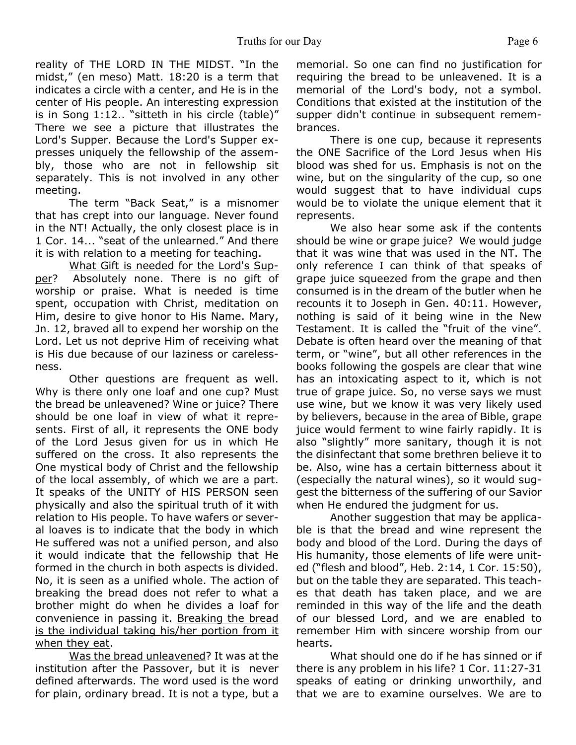reality of THE LORD IN THE MIDST. "In the midst," (en meso) Matt. 18:20 is a term that indicates a circle with a center, and He is in the center of His people. An interesting expression is in Song 1:12.. "sitteth in his circle (table)" There we see a picture that illustrates the Lord's Supper. Because the Lord's Supper expresses uniquely the fellowship of the assembly, those who are not in fellowship sit separately. This is not involved in any other meeting.

The term "Back Seat," is a misnomer that has crept into our language. Never found in the NT! Actually, the only closest place is in 1 Cor. 14... "seat of the unlearned." And there it is with relation to a meeting for teaching.

<u>What Gift is needed for the Lord's Supper</u>? Absolutely none. There is no gift of worship or praise. What is needed is time spent, occupation with Christ, meditation on Him, desire to give honor to His Name. Mary, Jn. 12, braved all to expend her worship on the Lord. Let us not deprive Him of receiving what is His due because of our laziness or carelessness.

Other questions are frequent as well. Why is there only one loaf and one cup? Must the bread be unleavened? Wine or juice? There should be one loaf in view of what it represents. First of all, it represents the ONE body of the Lord Jesus given for us in which He suffered on the cross. It also represents the One mystical body of Christ and the fellowship of the local assembly, of which we are a part. It speaks of the UNITY of HIS PERSON seen physically and also the spiritual truth of it with relation to His people. To have wafers or several loaves is to indicate that the body in which He suffered was not a unified person, and also it would indicate that the fellowship that He formed in the church in both aspects is divided. No, it is seen as a unified whole. The action of breaking the bread does not refer to what a brother might do when he divides a loaf for convenience in passing it. <u>Breaking the bread is the individual taking his/her portion from it when they eat</u>.

<u>Was the bread unleavened</u>? It was at the institution after the Passover, but it is never defined afterwards. The word used is the word for plain, ordinary bread. It is not a type, but a memorial. So one can find no justification for requiring the bread to be unleavened. It is a memorial of the Lord's body, not a symbol. Conditions that existed at the institution of the supper didn't continue in subsequent remembrances.

There is one cup, because it represents the ONE Sacrifice of the Lord Jesus when His blood was shed for us. Emphasis is not on the wine, but on the singularity of the cup, so one would suggest that to have individual cups would be to violate the unique element that it represents.

We also hear some ask if the contents should be wine or grape juice? We would judge that it was wine that was used in the NT. The only reference I can think of that speaks of grape juice squeezed from the grape and then consumed is in the dream of the butler when he recounts it to Joseph in Gen. 40:11. However, nothing is said of it being wine in the New Testament. It is called the "fruit of the vine". Debate is often heard over the meaning of that term, or "wine", but all other references in the books following the gospels are clear that wine has an intoxicating aspect to it, which is not true of grape juice. So, no verse says we must use wine, but we know it was very likely used by believers, because in the area of Bible, grape juice would ferment to wine fairly rapidly. It is also "slightly" more sanitary, though it is not the disinfectant that some brethren believe it to be. Also, wine has a certain bitterness about it (especially the natural wines), so it would suggest the bitterness of the suffering of our Savior when He endured the judgment for us.

Another suggestion that may be applicable is that the bread and wine represent the body and blood of the Lord. During the days of His humanity, those elements of life were united ("flesh and blood", Heb. 2:14, 1 Cor. 15:50), but on the table they are separated. This teaches that death has taken place, and we are reminded in this way of the life and the death of our blessed Lord, and we are enabled to remember Him with sincere worship from our hearts.

What should one do if he has sinned or if there is any problem in his life? 1 Cor. 11:27-31 speaks of eating or drinking unworthily, and that we are to examine ourselves. We are to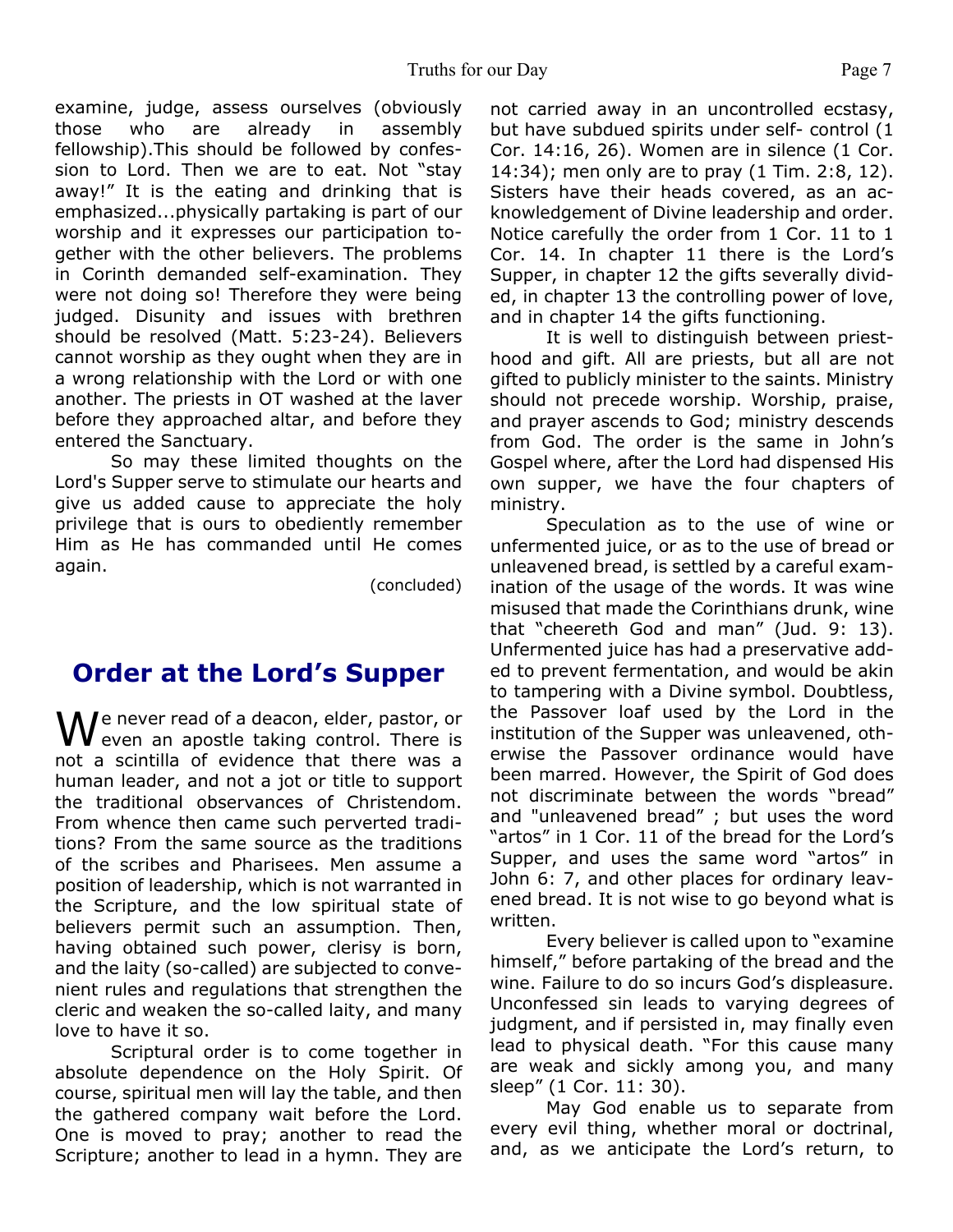examine, judge, assess ourselves (obviously those who are already in assembly fellowship).This should be followed by confession to Lord. Then we are to eat. Not "stay away!" It is the eating and drinking that is emphasized...physically partaking is part of our worship and it expresses our participation together with the other believers. The problems in Corinth demanded self-examination. They were not doing so! Therefore they were being judged. Disunity and issues with brethren should be resolved (Matt. 5:23-24). Believers cannot worship as they ought when they are in a wrong relationship with the Lord or with one another. The priests in OT washed at the laver before they approached altar, and before they entered the Sanctuary.

So may these limited thoughts on the Lord's Supper serve to stimulate our hearts and give us added cause to appreciate the holy privilege that is ours to obediently remember Him as He has commanded until He comes again.

(concluded)

## Order at the Lord's Supper

We never read of a deacon, elder, pastor, or even an apostle taking control. There is not a scintilla of evidence that there was a human leader, and not a jot or title to support the traditional observances of Christendom. From whence then came such perverted traditions? From the same source as the traditions of the scribes and Pharisees. Men assume a position of leadership, which is not warranted in the Scripture, and the low spiritual state of believers permit such an assumption. Then, having obtained such power, clerisy is born, and the laity (so-called) are subjected to convenient rules and regulations that strengthen the cleric and weaken the so-called laity, and many love to have it so.

Scriptural order is to come together in absolute dependence on the Holy Spirit. Of course, spiritual men will lay the table, and then the gathered company wait before the Lord. One is moved to pray; another to read the Scripture; another to lead in a hymn. They are not carried away in an uncontrolled ecstasy, but have subdued spirits under self- control (1 Cor. 14:16, 26). Women are in silence (1 Cor. 14:34); men only are to pray (1 Tim. 2:8, 12). Sisters have their heads covered, as an acknowledgement of Divine leadership and order. Notice carefully the order from 1 Cor. 11 to 1 Cor. 14. In chapter 11 there is the Lord's Supper, in chapter 12 the gifts severally divided, in chapter 13 the controlling power of love, and in chapter 14 the gifts functioning.

It is well to distinguish between priesthood and gift. All are priests, but all are not gifted to publicly minister to the saints. Ministry should not precede worship. Worship, praise, and prayer ascends to God; ministry descends from God. The order is the same in John's Gospel where, after the Lord had dispensed His own supper, we have the four chapters of ministry.

Speculation as to the use of wine or unfermented juice, or as to the use of bread or unleavened bread, is settled by a careful examination of the usage of the words. It was wine misused that made the Corinthians drunk, wine that "cheereth God and man" (Jud. 9: 13). Unfermented juice has had a preservative added to prevent fermentation, and would be akin to tampering with a Divine symbol. Doubtless, the Passover loaf used by the Lord in the institution of the Supper was unleavened, otherwise the Passover ordinance would have been marred. However, the Spirit of God does not discriminate between the words "bread" and "unleavened bread" ; but uses the word "artos" in 1 Cor. 11 of the bread for the Lord's Supper, and uses the same word "artos" in John 6: 7, and other places for ordinary leavened bread. It is not wise to go beyond what is written.

Every believer is called upon to "examine himself," before partaking of the bread and the wine. Failure to do so incurs God's displeasure. Unconfessed sin leads to varying degrees of judgment, and if persisted in, may finally even lead to physical death. "For this cause many are weak and sickly among you, and many sleep" (1 Cor. 11: 30).

May God enable us to separate from every evil thing, whether moral or doctrinal, and, as we anticipate the Lord's return, to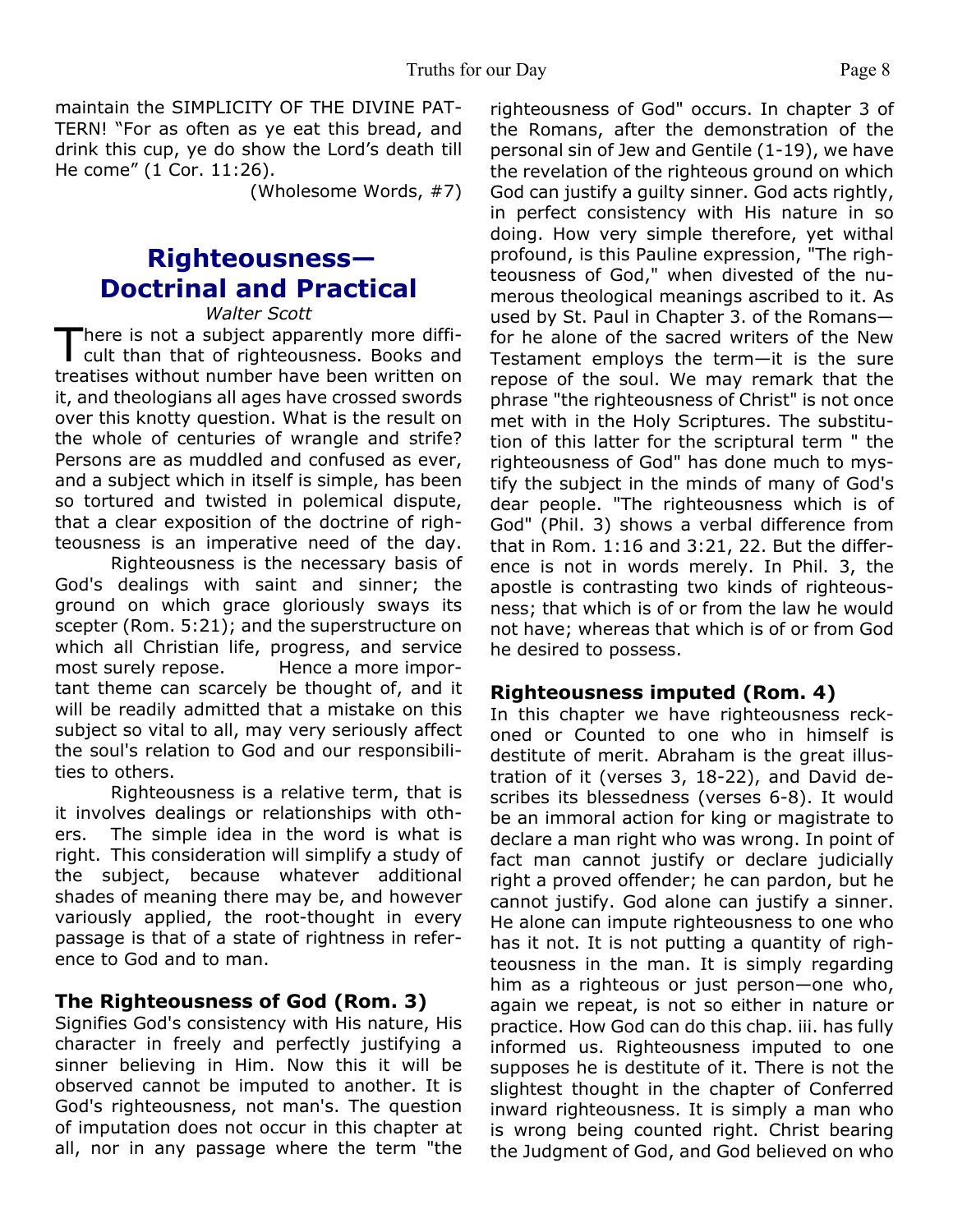maintain the SIMPLICITY OF THE DIVINE PATTERN! "For as often as ye eat this bread, and drink this cup, ye do show the Lord's death till He come" (1 Cor. 11:26).

(Wholesome Words, #7)

# Righteousness—Doctrinal and Practical

*Walter Scott*

There is not a subject apparently more difficult than that of righteousness. Books and treatises without number have been written on it, and theologians all ages have crossed swords over this knotty question. What is the result on the whole of centuries of wrangle and strife? Persons are as muddled and confused as ever, and a subject which in itself is simple, has been so tortured and twisted in polemical dispute, that a clear exposition of the doctrine of righteousness is an imperative need of the day.

Righteousness is the necessary basis of God's dealings with saint and sinner; the ground on which grace gloriously sways its scepter (Rom. 5:21); and the superstructure on which all Christian life, progress, and service most surely repose. Hence a more important theme can scarcely be thought of, and it will be readily admitted that a mistake on this subject so vital to all, may very seriously affect the soul's relation to God and our responsibilities to others.

Righteousness is a relative term, that is it involves dealings or relationships with others. The simple idea in the word is what is right. This consideration will simplify a study of the subject, because whatever additional shades of meaning there may be, and however variously applied, the root-thought in every passage is that of a state of rightness in reference to God and to man.

## The Righteousness of God (Rom. 3)

Signifies God's consistency with His nature, His character in freely and perfectly justifying a sinner believing in Him. Now this it will be observed cannot be imputed to another. It is God's righteousness, not man's. The question of imputation does not occur in this chapter at all, nor in any passage where the term "the righteousness of God" occurs. In chapter 3 of the Romans, after the demonstration of the personal sin of Jew and Gentile (1-19), we have the revelation of the righteous ground on which God can justify a guilty sinner. God acts rightly, in perfect consistency with His nature in so doing. How very simple therefore, yet withal profound, is this Pauline expression, "The righteousness of God," when divested of the numerous theological meanings ascribed to it. As used by St. Paul in Chapter 3. of the Romans—for he alone of the sacred writers of the New Testament employs the term—it is the sure repose of the soul. We may remark that the phrase "the righteousness of Christ" is not once met with in the Holy Scriptures. The substitution of this latter for the scriptural term " the righteousness of God" has done much to mystify the subject in the minds of many of God's dear people. "The righteousness which is of God" (Phil. 3) shows a verbal difference from that in Rom. 1:16 and 3:21, 22. But the difference is not in words merely. In Phil. 3, the apostle is contrasting two kinds of righteousness; that which is of or from the law he would not have; whereas that which is of or from God he desired to possess.

## Righteousness imputed (Rom. 4)

In this chapter we have righteousness reckoned or Counted to one who in himself is destitute of merit. Abraham is the great illustration of it (verses 3, 18-22), and David describes its blessedness (verses 6-8). It would be an immoral action for king or magistrate to declare a man right who was wrong. In point of fact man cannot justify or declare judicially right a proved offender; he can pardon, but he cannot justify. God alone can justify a sinner. He alone can impute righteousness to one who has it not. It is not putting a quantity of righteousness in the man. It is simply regarding him as a righteous or just person—one who, again we repeat, is not so either in nature or practice. How God can do this chap. iii. has fully informed us. Righteousness imputed to one supposes he is destitute of it. There is not the slightest thought in the chapter of Conferred inward righteousness. It is simply a man who is wrong being counted right. Christ bearing the Judgment of God, and God believed on who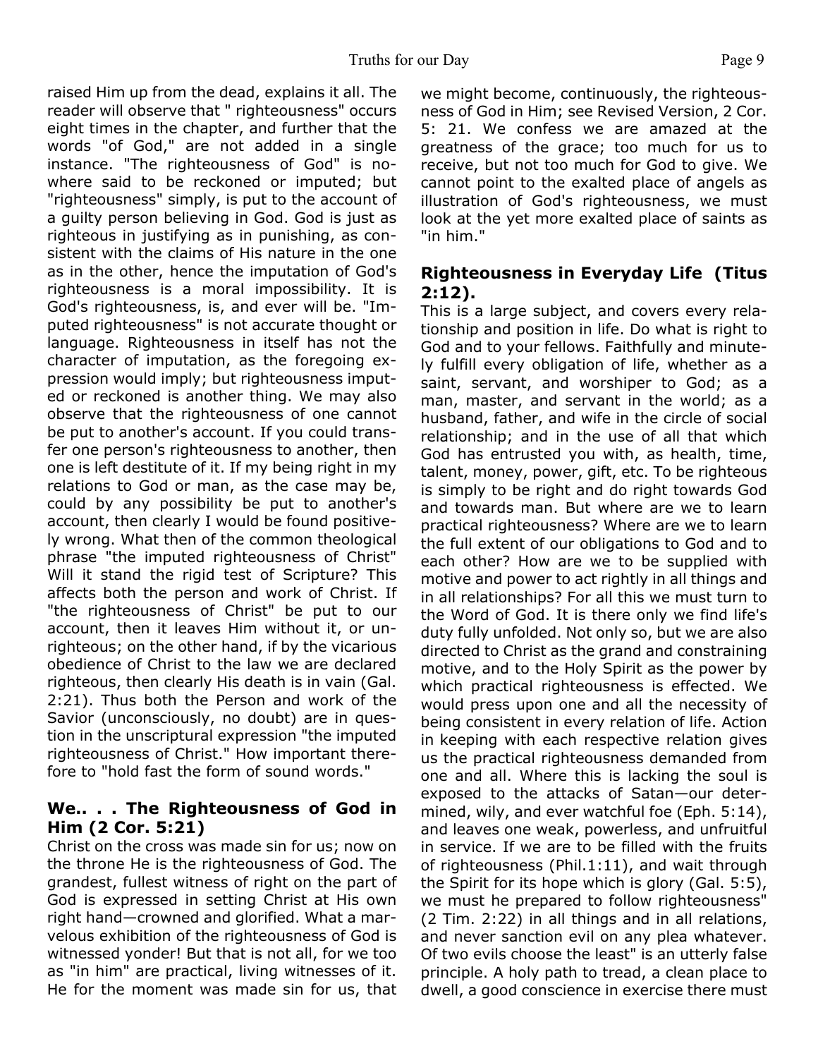raised Him up from the dead, explains it all. The reader will observe that " righteousness" occurs eight times in the chapter, and further that the words "of God," are not added in a single instance. "The righteousness of God" is nowhere said to be reckoned or imputed; but "righteousness" simply, is put to the account of a guilty person believing in God. God is just as righteous in justifying as in punishing, as consistent with the claims of His nature in the one as in the other, hence the imputation of God's righteousness is a moral impossibility. It is God's righteousness, is, and ever will be. "Imputed righteousness" is not accurate thought or language. Righteousness in itself has not the character of imputation, as the foregoing expression would imply; but righteousness imputed or reckoned is another thing. We may also observe that the righteousness of one cannot be put to another's account. If you could transfer one person's righteousness to another, then one is left destitute of it. If my being right in my relations to God or man, as the case may be, could by any possibility be put to another's account, then clearly I would be found positively wrong. What then of the common theological phrase "the imputed righteousness of Christ" Will it stand the rigid test of Scripture? This affects both the person and work of Christ. If "the righteousness of Christ" be put to our account, then it leaves Him without it, or unrighteous; on the other hand, if by the vicarious obedience of Christ to the law we are declared righteous, then clearly His death is in vain (Gal. 2:21). Thus both the Person and work of the Savior (unconsciously, no doubt) are in question in the unscriptural expression "the imputed righteousness of Christ." How important therefore to "hold fast the form of sound words."

### We.. . . The Righteousness of God in Him (2 Cor. 5:21)

Christ on the cross was made sin for us; now on the throne He is the righteousness of God. The grandest, fullest witness of right on the part of God is expressed in setting Christ at His own right hand—crowned and glorified. What a marvelous exhibition of the righteousness of God is witnessed yonder! But that is not all, for we too as "in him" are practical, living witnesses of it. He for the moment was made sin for us, that we might become, continuously, the righteousness of God in Him; see Revised Version, 2 Cor. 5: 21. We confess we are amazed at the greatness of the grace; too much for us to receive, but not too much for God to give. We cannot point to the exalted place of angels as illustration of God's righteousness, we must look at the yet more exalted place of saints as "in him."

### Righteousness in Everyday Life (Titus 2:12).

This is a large subject, and covers every relationship and position in life. Do what is right to God and to your fellows. Faithfully and minutely fulfill every obligation of life, whether as a saint, servant, and worshiper to God; as a man, master, and servant in the world; as a husband, father, and wife in the circle of social relationship; and in the use of all that which God has entrusted you with, as health, time, talent, money, power, gift, etc. To be righteous is simply to be right and do right towards God and towards man. But where are we to learn practical righteousness? Where are we to learn the full extent of our obligations to God and to each other? How are we to be supplied with motive and power to act rightly in all things and in all relationships? For all this we must turn to the Word of God. It is there only we find life's duty fully unfolded. Not only so, but we are also directed to Christ as the grand and constraining motive, and to the Holy Spirit as the power by which practical righteousness is effected. We would press upon one and all the necessity of being consistent in every relation of life. Action in keeping with each respective relation gives us the practical righteousness demanded from one and all. Where this is lacking the soul is exposed to the attacks of Satan—our determined, wily, and ever watchful foe (Eph. 5:14), and leaves one weak, powerless, and unfruitful in service. If we are to be filled with the fruits of righteousness (Phil.1:11), and wait through the Spirit for its hope which is glory (Gal. 5:5), we must he prepared to follow righteousness" (2 Tim. 2:22) in all things and in all relations, and never sanction evil on any plea whatever. Of two evils choose the least" is an utterly false principle. A holy path to tread, a clean place to dwell, a good conscience in exercise there must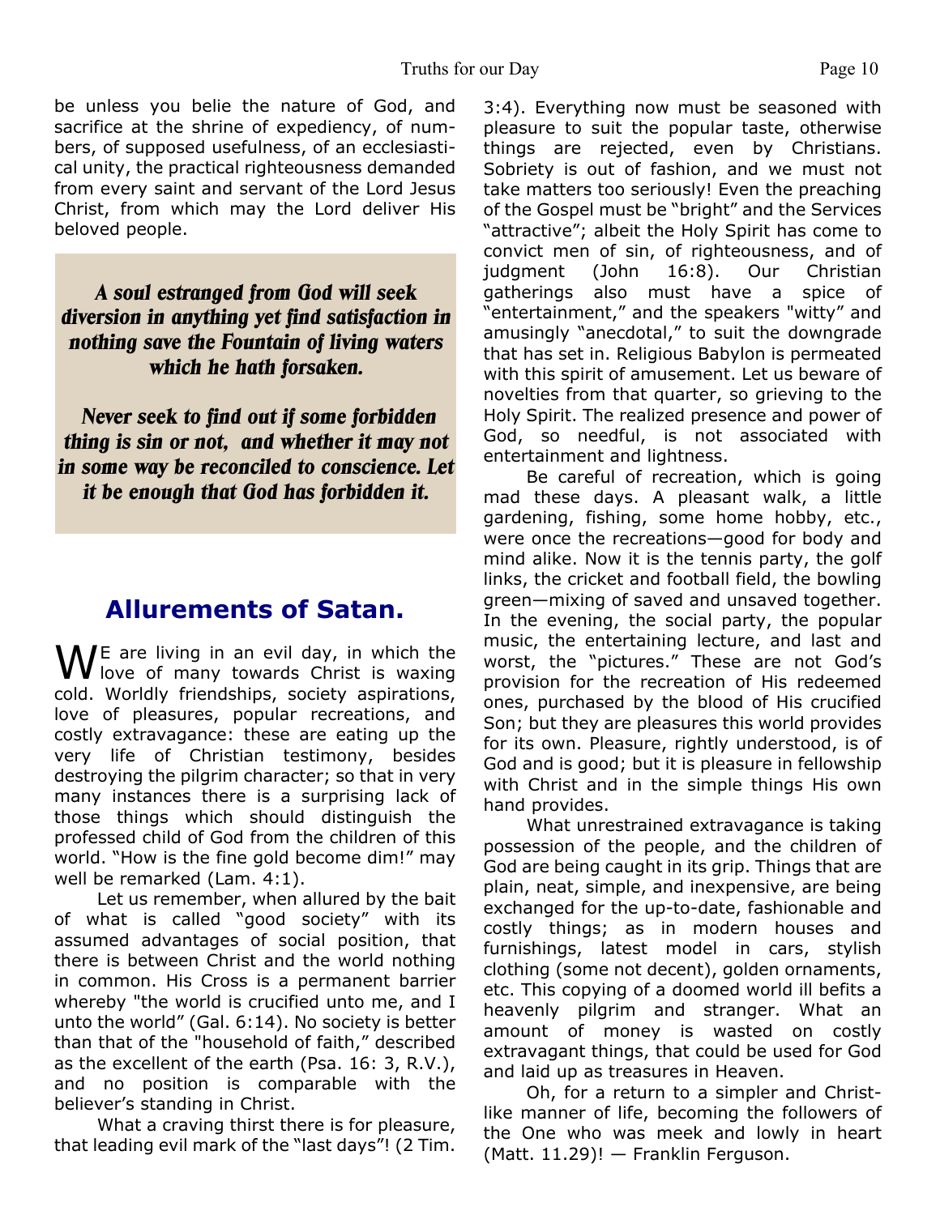be unless you belie the nature of God, and sacrifice at the shrine of expediency, of numbers, of supposed usefulness, of an ecclesiastical unity, the practical righteousness demanded from every saint and servant of the Lord Jesus Christ, from which may the Lord deliver His beloved people.

***A soul estranged from God will seek diversion in anything yet find satisfaction in nothing save the Fountain of living waters which he hath forsaken.***

***Never seek to find out if some forbidden thing is sin or not, and whether it may not in some way be reconciled to conscience. Let it be enough that God has forbidden it.***

## Allurements of Satan.

WE are living in an evil day, in which the love of many towards Christ is waxing cold. Worldly friendships, society aspirations, love of pleasures, popular recreations, and costly extravagance: these are eating up the very life of Christian testimony, besides destroying the pilgrim character; so that in very many instances there is a surprising lack of those things which should distinguish the professed child of God from the children of this world. "How is the fine gold become dim!" may well be remarked (Lam. 4:1).

Let us remember, when allured by the bait of what is called "good society" with its assumed advantages of social position, that there is between Christ and the world nothing in common. His Cross is a permanent barrier whereby "the world is crucified unto me, and I unto the world" (Gal. 6:14). No society is better than that of the "household of faith," described as the excellent of the earth (Psa. 16: 3, R.V.), and no position is comparable with the believer's standing in Christ.

What a craving thirst there is for pleasure, that leading evil mark of the "last days"! (2 Tim. 3:4). Everything now must be seasoned with pleasure to suit the popular taste, otherwise things are rejected, even by Christians. Sobriety is out of fashion, and we must not take matters too seriously! Even the preaching of the Gospel must be "bright" and the Services "attractive"; albeit the Holy Spirit has come to convict men of sin, of righteousness, and of judgment (John 16:8). Our Christian gatherings also must have a spice of "entertainment," and the speakers "witty" and amusingly "anecdotal," to suit the downgrade that has set in. Religious Babylon is permeated with this spirit of amusement. Let us beware of novelties from that quarter, so grieving to the Holy Spirit. The realized presence and power of God, so needful, is not associated with entertainment and lightness.

Be careful of recreation, which is going mad these days. A pleasant walk, a little gardening, fishing, some home hobby, etc., were once the recreations—good for body and mind alike. Now it is the tennis party, the golf links, the cricket and football field, the bowling green—mixing of saved and unsaved together. In the evening, the social party, the popular music, the entertaining lecture, and last and worst, the "pictures." These are not God's provision for the recreation of His redeemed ones, purchased by the blood of His crucified Son; but they are pleasures this world provides for its own. Pleasure, rightly understood, is of God and is good; but it is pleasure in fellowship with Christ and in the simple things His own hand provides.

What unrestrained extravagance is taking possession of the people, and the children of God are being caught in its grip. Things that are plain, neat, simple, and inexpensive, are being exchanged for the up-to-date, fashionable and costly things; as in modern houses and furnishings, latest model in cars, stylish clothing (some not decent), golden ornaments, etc. This copying of a doomed world ill befits a heavenly pilgrim and stranger. What an amount of money is wasted on costly extravagant things, that could be used for God and laid up as treasures in Heaven.

Oh, for a return to a simpler and Christ-like manner of life, becoming the followers of the One who was meek and lowly in heart (Matt. 11.29)! — Franklin Ferguson.